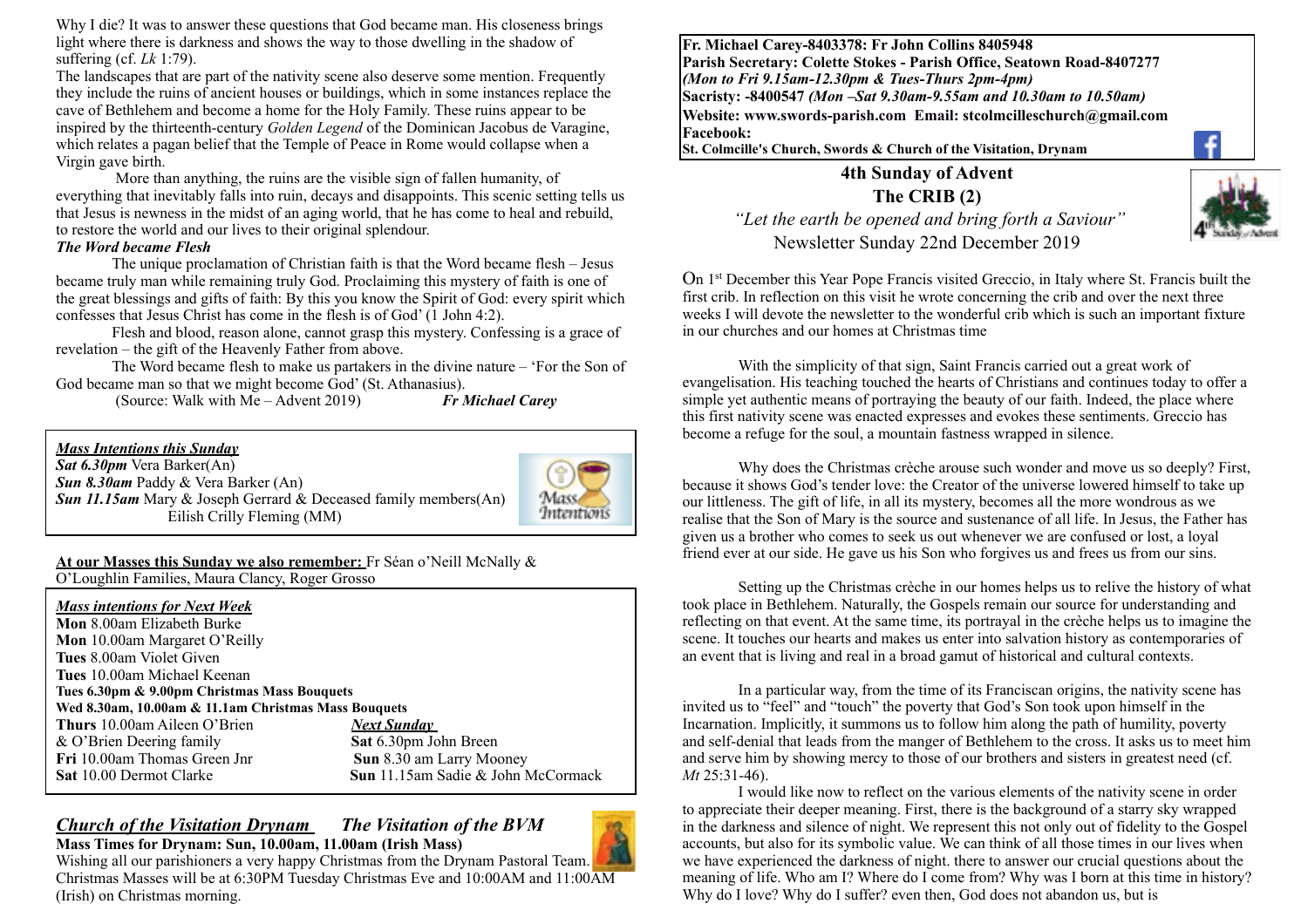Why I die? It was to answer these questions that God became man. His closeness brings light where there is darkness and shows the way to those dwelling in the shadow of suffering (cf. *Lk* 1:79).

The landscapes that are part of the nativity scene also deserve some mention. Frequently they include the ruins of ancient houses or buildings, which in some instances replace the cave of Bethlehem and become a home for the Holy Family. These ruins appear to be inspired by the thirteenth-century *Golden Legend* of the Dominican Jacobus de Varagine, which relates a pagan belief that the Temple of Peace in Rome would collapse when a Virgin gave birth.

More than anything, the ruins are the visible sign of fallen humanity, of everything that inevitably falls into ruin, decays and disappoints. This scenic setting tells us that Jesus is newness in the midst of an aging world, that he has come to heal and rebuild, to restore the world and our lives to their original splendour.

***The Word became Flesh***

The unique proclamation of Christian faith is that the Word became flesh – Jesus became truly man while remaining truly God. Proclaiming this mystery of faith is one of the great blessings and gifts of faith: By this you know the Spirit of God: every spirit which confesses that Jesus Christ has come in the flesh is of God' (1 John 4:2).

Flesh and blood, reason alone, cannot grasp this mystery. Confessing is a grace of revelation – the gift of the Heavenly Father from above.

The Word became flesh to make us partakers in the divine nature – 'For the Son of God became man so that we might become God' (St. Athanasius).

(Source: Walk with Me – Advent 2019) ***Fr Michael Carey***

***Mass Intentions this Sunday***

***Sat 6.30pm*** Vera Barker(An)
***Sun 8.30am*** Paddy & Vera Barker (An)
***Sun 11.15am*** Mary & Joseph Gerrard & Deceased family members(An)
Eilish Crilly Fleming (MM)

**At our Masses this Sunday we also remember:** Fr Séan o'Neill McNally & O'Loughlin Families, Maura Clancy, Roger Grosso

***Mass intentions for Next Week***

**Mon** 8.00am Elizabeth Burke
**Mon** 10.00am Margaret O'Reilly
**Tues** 8.00am Violet Given
**Tues** 10.00am Michael Keenan
**Tues 6.30pm & 9.00pm Christmas Mass Bouquets**
**Wed 8.30am, 10.00am & 11.1am Christmas Mass Bouquets**
**Thurs** 10.00am Aileen O'Brien & O'Brien Deering family
**Fri** 10.00am Thomas Green Jnr
**Sat** 10.00 Dermot Clarke

***Next Sunday***
**Sat** 6.30pm John Breen
**Sun** 8.30 am Larry Mooney
**Sun** 11.15am Sadie & John McCormack

## *Church of the Visitation Drynam* *The Visitation of the BVM*

**Mass Times for Drynam: Sun, 10.00am, 11.00am (Irish Mass)**

Wishing all our parishioners a very happy Christmas from the Drynam Pastoral Team. Christmas Masses will be at 6:30PM Tuesday Christmas Eve and 10:00AM and 11:00AM (Irish) on Christmas morning.

**Fr. Michael Carey-8403378: Fr John Collins 8405948**
**Parish Secretary: Colette Stokes - Parish Office, Seatown Road-8407277**
***(Mon to Fri 9.15am-12.30pm & Tues-Thurs 2pm-4pm)***
**Sacristy: -8400547** ***(Mon –Sat 9.30am-9.55am and 10.30am to 10.50am)***
**Website: www.swords-parish.com Email: stcolmcilleschurch@gmail.com**
**Facebook:**
**St. Colmcille's Church, Swords & Church of the Visitation, Drynam**

# 4th Sunday of Advent
# The CRIB (2)

*"Let the earth be opened and bring forth a Saviour"*

Newsletter Sunday 22nd December 2019

On 1st December this Year Pope Francis visited Greccio, in Italy where St. Francis built the first crib. In reflection on this visit he wrote concerning the crib and over the next three weeks I will devote the newsletter to the wonderful crib which is such an important fixture in our churches and our homes at Christmas time

With the simplicity of that sign, Saint Francis carried out a great work of evangelisation. His teaching touched the hearts of Christians and continues today to offer a simple yet authentic means of portraying the beauty of our faith. Indeed, the place where this first nativity scene was enacted expresses and evokes these sentiments. Greccio has become a refuge for the soul, a mountain fastness wrapped in silence.

Why does the Christmas crèche arouse such wonder and move us so deeply? First, because it shows God's tender love: the Creator of the universe lowered himself to take up our littleness. The gift of life, in all its mystery, becomes all the more wondrous as we realise that the Son of Mary is the source and sustenance of all life. In Jesus, the Father has given us a brother who comes to seek us out whenever we are confused or lost, a loyal friend ever at our side. He gave us his Son who forgives us and frees us from our sins.

Setting up the Christmas crèche in our homes helps us to relive the history of what took place in Bethlehem. Naturally, the Gospels remain our source for understanding and reflecting on that event. At the same time, its portrayal in the crèche helps us to imagine the scene. It touches our hearts and makes us enter into salvation history as contemporaries of an event that is living and real in a broad gamut of historical and cultural contexts.

In a particular way, from the time of its Franciscan origins, the nativity scene has invited us to "feel" and "touch" the poverty that God's Son took upon himself in the Incarnation. Implicitly, it summons us to follow him along the path of humility, poverty and self-denial that leads from the manger of Bethlehem to the cross. It asks us to meet him and serve him by showing mercy to those of our brothers and sisters in greatest need (cf. *Mt* 25:31-46).

I would like now to reflect on the various elements of the nativity scene in order to appreciate their deeper meaning. First, there is the background of a starry sky wrapped in the darkness and silence of night. We represent this not only out of fidelity to the Gospel accounts, but also for its symbolic value. We can think of all those times in our lives when we have experienced the darkness of night. there to answer our crucial questions about the meaning of life. Who am I? Where do I come from? Why was I born at this time in history? Why do I love? Why do I suffer? even then, God does not abandon us, but is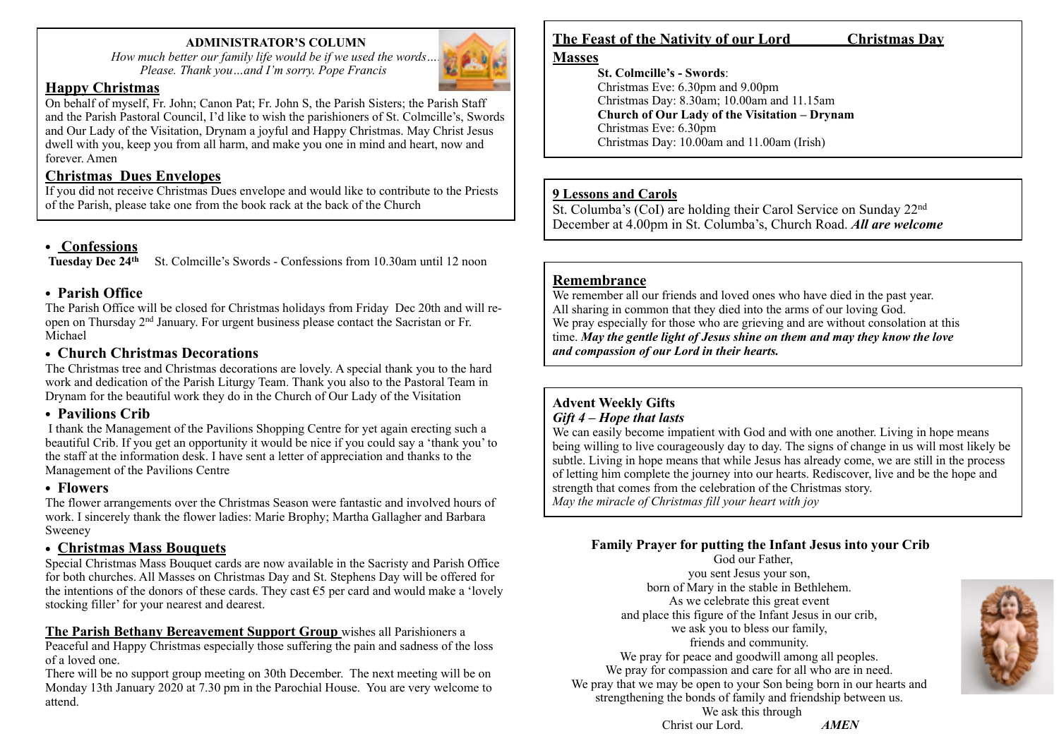**ADMINISTRATOR'S COLUMN**

*How much better our family life would be if we used the words…. Please. Thank you…and I'm sorry. Pope Francis*

## Happy Christmas

On behalf of myself, Fr. John; Canon Pat; Fr. John S, the Parish Sisters; the Parish Staff and the Parish Pastoral Council, I'd like to wish the parishioners of St. Colmcille's, Swords and Our Lady of the Visitation, Drynam a joyful and Happy Christmas. May Christ Jesus dwell with you, keep you from all harm, and make you one in mind and heart, now and forever. Amen

## Christmas Dues Envelopes

If you did not receive Christmas Dues envelope and would like to contribute to the Priests of the Parish, please take one from the book rack at the back of the Church

- **Confessions**

**Tuesday Dec 24th** St. Colmcille's Swords - Confessions from 10.30am until 12 noon

- **Parish Office**

The Parish Office will be closed for Christmas holidays from Friday Dec 20th and will re-open on Thursday 2nd January. For urgent business please contact the Sacristan or Fr. Michael

- **Church Christmas Decorations**

The Christmas tree and Christmas decorations are lovely. A special thank you to the hard work and dedication of the Parish Liturgy Team. Thank you also to the Pastoral Team in Drynam for the beautiful work they do in the Church of Our Lady of the Visitation

- **Pavilions Crib**

I thank the Management of the Pavilions Shopping Centre for yet again erecting such a beautiful Crib. If you get an opportunity it would be nice if you could say a 'thank you' to the staff at the information desk. I have sent a letter of appreciation and thanks to the Management of the Pavilions Centre

- **Flowers**

The flower arrangements over the Christmas Season were fantastic and involved hours of work. I sincerely thank the flower ladies: Marie Brophy; Martha Gallagher and Barbara Sweeney

- **Christmas Mass Bouquets**

Special Christmas Mass Bouquet cards are now available in the Sacristy and Parish Office for both churches. All Masses on Christmas Day and St. Stephens Day will be offered for the intentions of the donors of these cards. They cast €5 per card and would make a 'lovely stocking filler' for your nearest and dearest.

**The Parish Bethany Bereavement Support Group** wishes all Parishioners a Peaceful and Happy Christmas especially those suffering the pain and sadness of the loss of a loved one.

There will be no support group meeting on 30th December. The next meeting will be on Monday 13th January 2020 at 7.30 pm in the Parochial House. You are very welcome to attend.

## The Feast of the Nativity of our Lord Christmas Day Masses

**St. Colmcille's - Swords**:
Christmas Eve: 6.30pm and 9.00pm
Christmas Day: 8.30am; 10.00am and 11.15am
**Church of Our Lady of the Visitation – Drynam**
Christmas Eve: 6.30pm
Christmas Day: 10.00am and 11.00am (Irish)

## 9 Lessons and Carols

St. Columba's (CoI) are holding their Carol Service on Sunday 22nd December at 4.00pm in St. Columba's, Church Road. ***All are welcome***

## Remembrance

We remember all our friends and loved ones who have died in the past year.
All sharing in common that they died into the arms of our loving God.
We pray especially for those who are grieving and are without consolation at this time. ***May the gentle light of Jesus shine on them and may they know the love and compassion of our Lord in their hearts.***

## Advent Weekly Gifts

***Gift 4 – Hope that lasts***

We can easily become impatient with God and with one another. Living in hope means being willing to live courageously day to day. The signs of change in us will most likely be subtle. Living in hope means that while Jesus has already come, we are still in the process of letting him complete the journey into our hearts. Rediscover, live and be the hope and strength that comes from the celebration of the Christmas story.
*May the miracle of Christmas fill your heart with joy*

**Family Prayer for putting the Infant Jesus into your Crib**

God our Father,
you sent Jesus your son,
born of Mary in the stable in Bethlehem.
As we celebrate this great event
and place this figure of the Infant Jesus in our crib,
we ask you to bless our family,
friends and community.
We pray for peace and goodwill among all peoples.
We pray for compassion and care for all who are in need.
We pray that we may be open to your Son being born in our hearts and
strengthening the bonds of family and friendship between us.
We ask this through
Christ our Lord. ***AMEN***